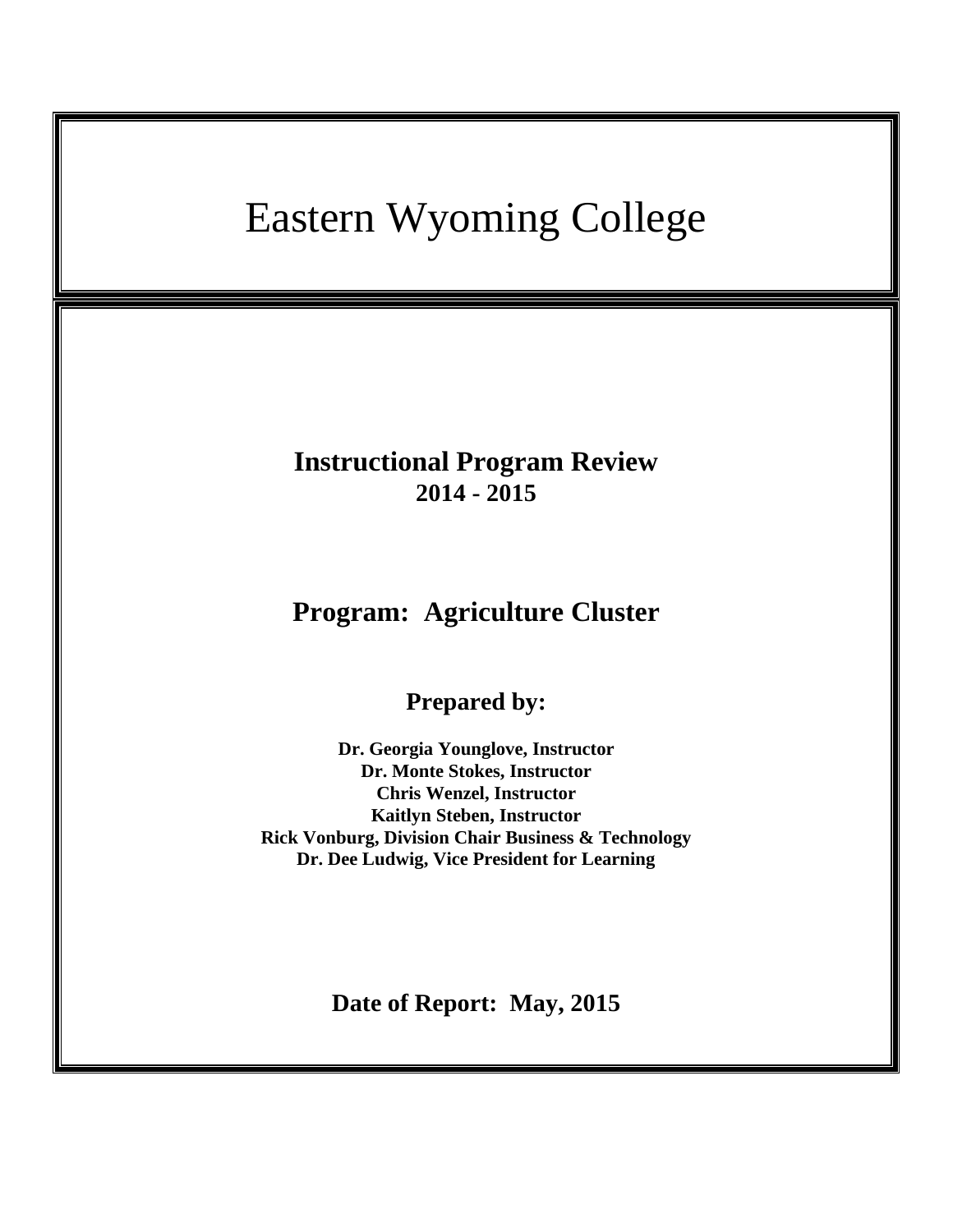# Eastern Wyoming College

## Instructional Program Review

**2014 - 2015**

## Program: Agriculture Cluster

### Prepared by:

**Dr. Georgia Younglove, Instructor**
**Dr. Monte Stokes, Instructor**
**Chris Wenzel, Instructor**
**Kaitlyn Steben, Instructor**
**Rick Vonburg, Division Chair Business & Technology**
**Dr. Dee Ludwig, Vice President for Learning**

**Date of Report: May, 2015**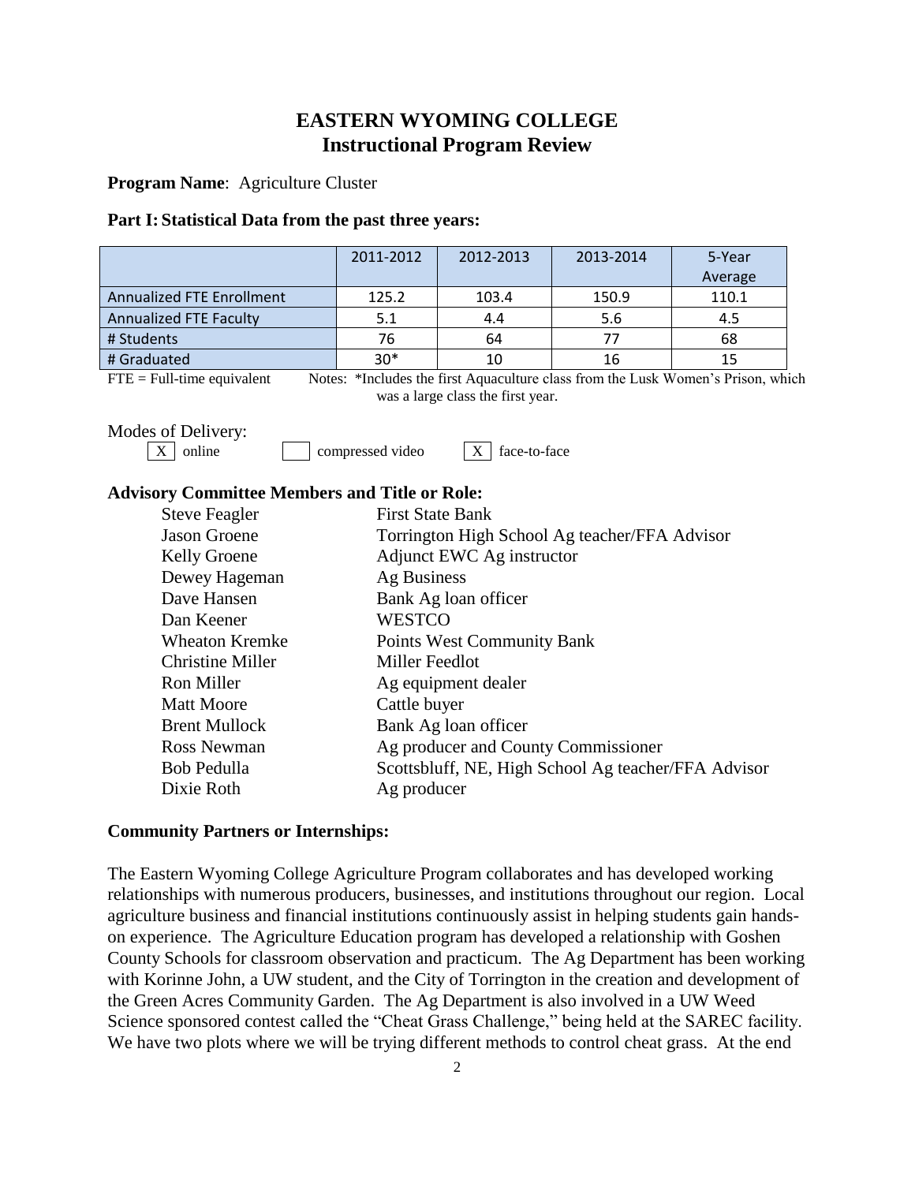# EASTERN WYOMING COLLEGE
## Instructional Program Review

**Program Name**: Agriculture Cluster

**Part I: Statistical Data from the past three years:**

| | 2011-2012 | 2012-2013 | 2013-2014 | 5-Year Average |
|---|---|---|---|---|
| Annualized FTE Enrollment | 125.2 | 103.4 | 150.9 | 110.1 |
| Annualized FTE Faculty | 5.1 | 4.4 | 5.6 | 4.5 |
| # Students | 76 | 64 | 77 | 68 |
| # Graduated | 30* | 10 | 16 | 15 |

FTE = Full-time equivalent    Notes: *Includes the first Aquaculture class from the Lusk Women's Prison, which was a large class the first year.

Modes of Delivery:

[X] online    [ ] compressed video    [X] face-to-face

**Advisory Committee Members and Title or Role:**

| | |
|---|---|
| Steve Feagler | First State Bank |
| Jason Groene | Torrington High School Ag teacher/FFA Advisor |
| Kelly Groene | Adjunct EWC Ag instructor |
| Dewey Hageman | Ag Business |
| Dave Hansen | Bank Ag loan officer |
| Dan Keener | WESTCO |
| Wheaton Kremke | Points West Community Bank |
| Christine Miller | Miller Feedlot |
| Ron Miller | Ag equipment dealer |
| Matt Moore | Cattle buyer |
| Brent Mullock | Bank Ag loan officer |
| Ross Newman | Ag producer and County Commissioner |
| Bob Pedulla | Scottsbluff, NE, High School Ag teacher/FFA Advisor |
| Dixie Roth | Ag producer |

**Community Partners or Internships:**

The Eastern Wyoming College Agriculture Program collaborates and has developed working relationships with numerous producers, businesses, and institutions throughout our region. Local agriculture business and financial institutions continuously assist in helping students gain hands-on experience. The Agriculture Education program has developed a relationship with Goshen County Schools for classroom observation and practicum. The Ag Department has been working with Korinne John, a UW student, and the City of Torrington in the creation and development of the Green Acres Community Garden. The Ag Department is also involved in a UW Weed Science sponsored contest called the "Cheat Grass Challenge," being held at the SAREC facility. We have two plots where we will be trying different methods to control cheat grass. At the end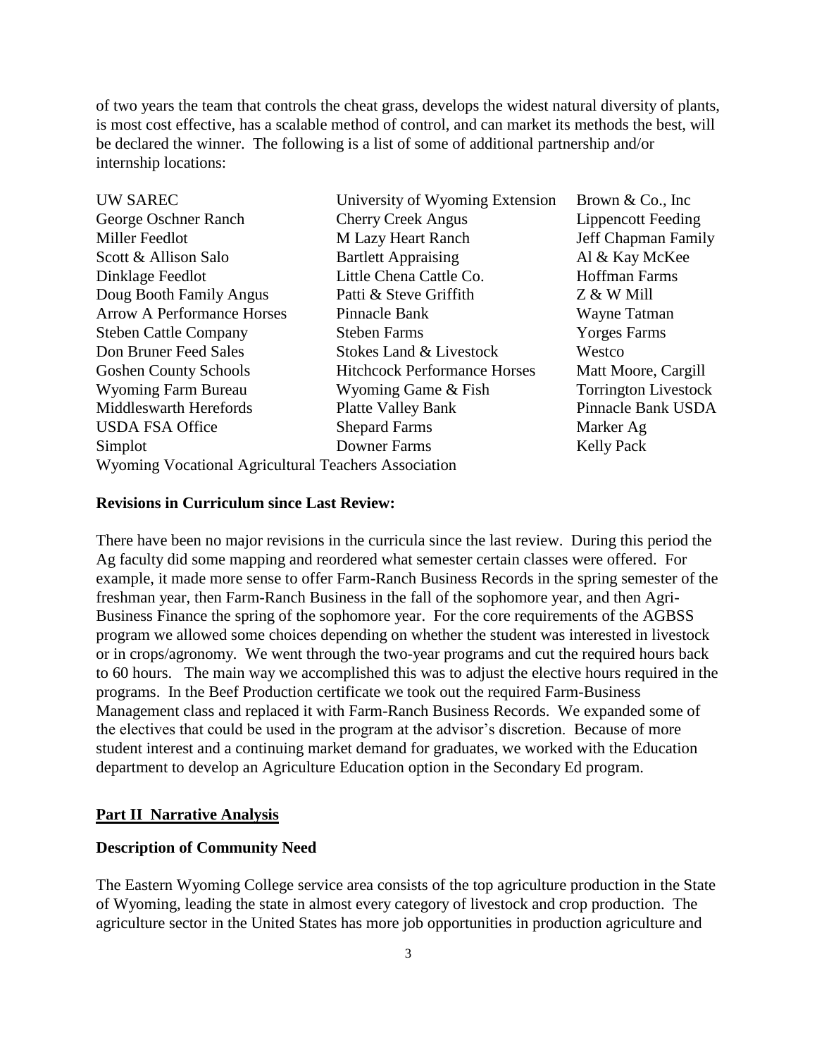of two years the team that controls the cheat grass, develops the widest natural diversity of plants, is most cost effective, has a scalable method of control, and can market its methods the best, will be declared the winner. The following is a list of some of additional partnership and/or internship locations:

| | | |
|---|---|---|
| UW SAREC | University of Wyoming Extension | Brown & Co., Inc |
| George Oschner Ranch | Cherry Creek Angus | Lippencott Feeding |
| Miller Feedlot | M Lazy Heart Ranch | Jeff Chapman Family |
| Scott & Allison Salo | Bartlett Appraising | Al & Kay McKee |
| Dinklage Feedlot | Little Chena Cattle Co. | Hoffman Farms |
| Doug Booth Family Angus | Patti & Steve Griffith | Z & W Mill |
| Arrow A Performance Horses | Pinnacle Bank | Wayne Tatman |
| Steben Cattle Company | Steben Farms | Yorges Farms |
| Don Bruner Feed Sales | Stokes Land & Livestock | Westco |
| Goshen County Schools | Hitchcock Performance Horses | Matt Moore, Cargill |
| Wyoming Farm Bureau | Wyoming Game & Fish | Torrington Livestock |
| Middleswarth Herefords | Platte Valley Bank | Pinnacle Bank USDA |
| USDA FSA Office | Shepard Farms | Marker Ag |
| Simplot | Downer Farms | Kelly Pack |
| Wyoming Vocational Agricultural Teachers Association | | |

**Revisions in Curriculum since Last Review:**

There have been no major revisions in the curricula since the last review. During this period the Ag faculty did some mapping and reordered what semester certain classes were offered. For example, it made more sense to offer Farm-Ranch Business Records in the spring semester of the freshman year, then Farm-Ranch Business in the fall of the sophomore year, and then Agri-Business Finance the spring of the sophomore year. For the core requirements of the AGBSS program we allowed some choices depending on whether the student was interested in livestock or in crops/agronomy. We went through the two-year programs and cut the required hours back to 60 hours. The main way we accomplished this was to adjust the elective hours required in the programs. In the Beef Production certificate we took out the required Farm-Business Management class and replaced it with Farm-Ranch Business Records. We expanded some of the electives that could be used in the program at the advisor's discretion. Because of more student interest and a continuing market demand for graduates, we worked with the Education department to develop an Agriculture Education option in the Secondary Ed program.

## Part II Narrative Analysis

**Description of Community Need**

The Eastern Wyoming College service area consists of the top agriculture production in the State of Wyoming, leading the state in almost every category of livestock and crop production. The agriculture sector in the United States has more job opportunities in production agriculture and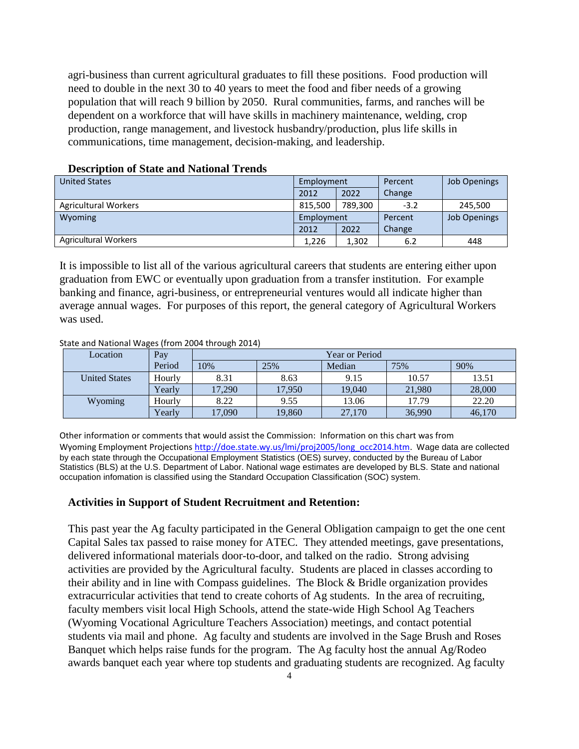agri-business than current agricultural graduates to fill these positions. Food production will need to double in the next 30 to 40 years to meet the food and fiber needs of a growing population that will reach 9 billion by 2050. Rural communities, farms, and ranches will be dependent on a workforce that will have skills in machinery maintenance, welding, crop production, range management, and livestock husbandry/production, plus life skills in communications, time management, decision-making, and leadership.

**Description of State and National Trends**

| United States | Employment | | Percent Change | Job Openings |
|---|---|---|---|---|
| | 2012 | 2022 | | |
| Agricultural Workers | 815,500 | 789,300 | -3.2 | 245,500 |
| **Wyoming** | **Employment** | | **Percent Change** | **Job Openings** |
| | 2012 | 2022 | | |
| Agricultural Workers | 1,226 | 1,302 | 6.2 | 448 |

It is impossible to list all of the various agricultural careers that students are entering either upon graduation from EWC or eventually upon graduation from a transfer institution. For example banking and finance, agri-business, or entrepreneurial ventures would all indicate higher than average annual wages. For purposes of this report, the general category of Agricultural Workers was used.

State and National Wages (from 2004 through 2014)

| Location | Pay Period | Year or Period | | | | |
|---|---|---|---|---|---|---|
| | | 10% | 25% | Median | 75% | 90% |
| United States | Hourly | 8.31 | 8.63 | 9.15 | 10.57 | 13.51 |
| | Yearly | 17,290 | 17,950 | 19,040 | 21,980 | 28,000 |
| Wyoming | Hourly | 8.22 | 9.55 | 13.06 | 17.79 | 22.20 |
| | Yearly | 17,090 | 19,860 | 27,170 | 36,990 | 46,170 |

Other information or comments that would assist the Commission: Information on this chart was from Wyoming Employment Projections http://doe.state.wy.us/lmi/proj2005/long_occ2014.htm. Wage data are collected by each state through the Occupational Employment Statistics (OES) survey, conducted by the Bureau of Labor Statistics (BLS) at the U.S. Department of Labor. National wage estimates are developed by BLS. State and national occupation infomation is classified using the Standard Occupation Classification (SOC) system.

**Activities in Support of Student Recruitment and Retention:**

This past year the Ag faculty participated in the General Obligation campaign to get the one cent Capital Sales tax passed to raise money for ATEC. They attended meetings, gave presentations, delivered informational materials door-to-door, and talked on the radio. Strong advising activities are provided by the Agricultural faculty. Students are placed in classes according to their ability and in line with Compass guidelines. The Block & Bridle organization provides extracurricular activities that tend to create cohorts of Ag students. In the area of recruiting, faculty members visit local High Schools, attend the state-wide High School Ag Teachers (Wyoming Vocational Agriculture Teachers Association) meetings, and contact potential students via mail and phone. Ag faculty and students are involved in the Sage Brush and Roses Banquet which helps raise funds for the program. The Ag faculty host the annual Ag/Rodeo awards banquet each year where top students and graduating students are recognized. Ag faculty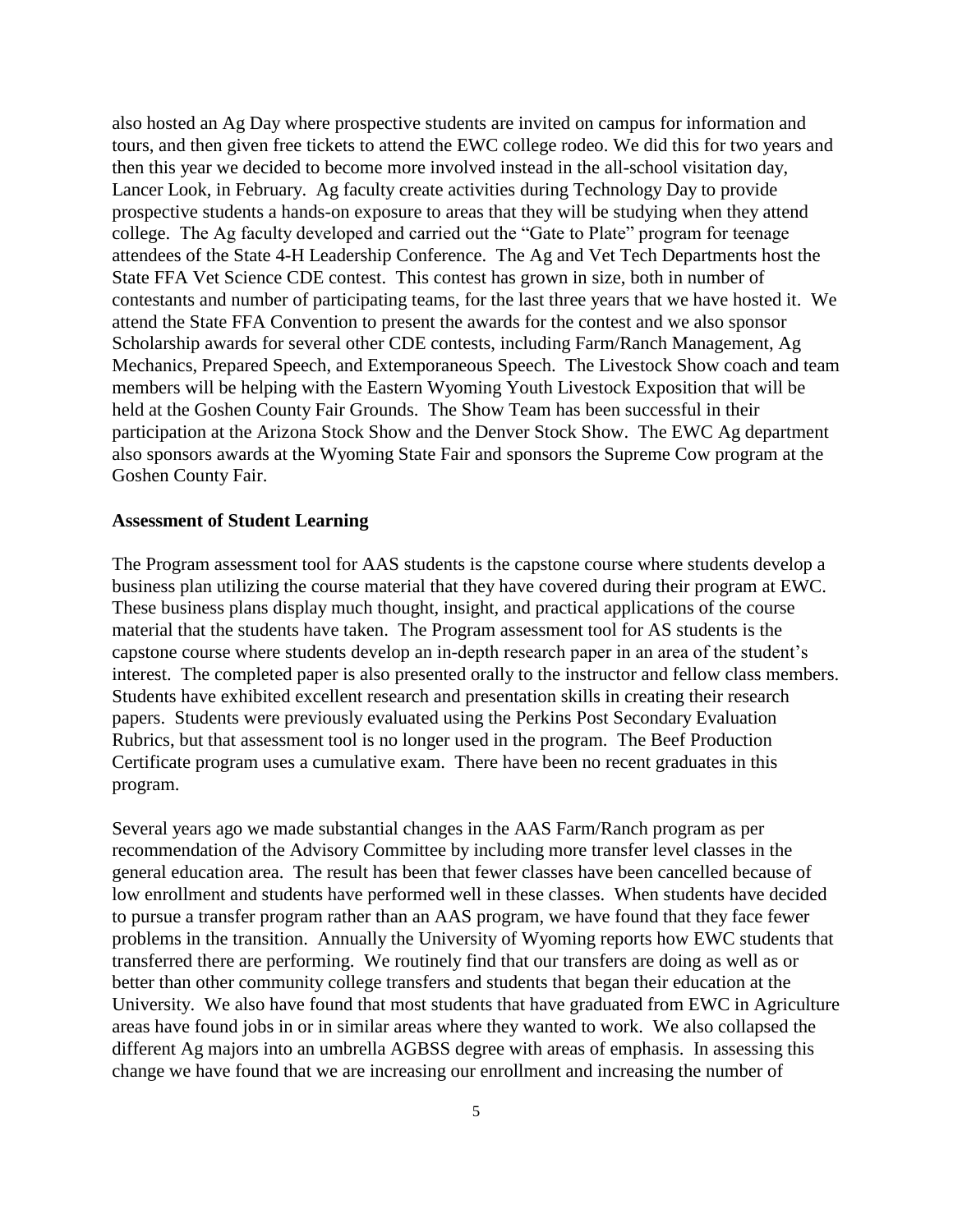also hosted an Ag Day where prospective students are invited on campus for information and tours, and then given free tickets to attend the EWC college rodeo. We did this for two years and then this year we decided to become more involved instead in the all-school visitation day, Lancer Look, in February. Ag faculty create activities during Technology Day to provide prospective students a hands-on exposure to areas that they will be studying when they attend college. The Ag faculty developed and carried out the "Gate to Plate" program for teenage attendees of the State 4-H Leadership Conference. The Ag and Vet Tech Departments host the State FFA Vet Science CDE contest. This contest has grown in size, both in number of contestants and number of participating teams, for the last three years that we have hosted it. We attend the State FFA Convention to present the awards for the contest and we also sponsor Scholarship awards for several other CDE contests, including Farm/Ranch Management, Ag Mechanics, Prepared Speech, and Extemporaneous Speech. The Livestock Show coach and team members will be helping with the Eastern Wyoming Youth Livestock Exposition that will be held at the Goshen County Fair Grounds. The Show Team has been successful in their participation at the Arizona Stock Show and the Denver Stock Show. The EWC Ag department also sponsors awards at the Wyoming State Fair and sponsors the Supreme Cow program at the Goshen County Fair.

**Assessment of Student Learning**

The Program assessment tool for AAS students is the capstone course where students develop a business plan utilizing the course material that they have covered during their program at EWC. These business plans display much thought, insight, and practical applications of the course material that the students have taken. The Program assessment tool for AS students is the capstone course where students develop an in-depth research paper in an area of the student's interest. The completed paper is also presented orally to the instructor and fellow class members. Students have exhibited excellent research and presentation skills in creating their research papers. Students were previously evaluated using the Perkins Post Secondary Evaluation Rubrics, but that assessment tool is no longer used in the program. The Beef Production Certificate program uses a cumulative exam. There have been no recent graduates in this program.

Several years ago we made substantial changes in the AAS Farm/Ranch program as per recommendation of the Advisory Committee by including more transfer level classes in the general education area. The result has been that fewer classes have been cancelled because of low enrollment and students have performed well in these classes. When students have decided to pursue a transfer program rather than an AAS program, we have found that they face fewer problems in the transition. Annually the University of Wyoming reports how EWC students that transferred there are performing. We routinely find that our transfers are doing as well as or better than other community college transfers and students that began their education at the University. We also have found that most students that have graduated from EWC in Agriculture areas have found jobs in or in similar areas where they wanted to work. We also collapsed the different Ag majors into an umbrella AGBSS degree with areas of emphasis. In assessing this change we have found that we are increasing our enrollment and increasing the number of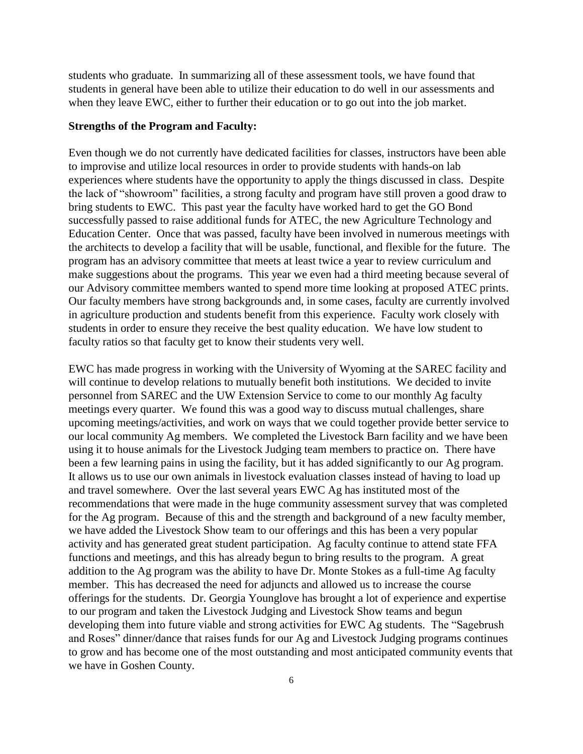students who graduate. In summarizing all of these assessment tools, we have found that students in general have been able to utilize their education to do well in our assessments and when they leave EWC, either to further their education or to go out into the job market.

**Strengths of the Program and Faculty:**

Even though we do not currently have dedicated facilities for classes, instructors have been able to improvise and utilize local resources in order to provide students with hands-on lab experiences where students have the opportunity to apply the things discussed in class. Despite the lack of "showroom" facilities, a strong faculty and program have still proven a good draw to bring students to EWC. This past year the faculty have worked hard to get the GO Bond successfully passed to raise additional funds for ATEC, the new Agriculture Technology and Education Center. Once that was passed, faculty have been involved in numerous meetings with the architects to develop a facility that will be usable, functional, and flexible for the future. The program has an advisory committee that meets at least twice a year to review curriculum and make suggestions about the programs. This year we even had a third meeting because several of our Advisory committee members wanted to spend more time looking at proposed ATEC prints. Our faculty members have strong backgrounds and, in some cases, faculty are currently involved in agriculture production and students benefit from this experience. Faculty work closely with students in order to ensure they receive the best quality education. We have low student to faculty ratios so that faculty get to know their students very well.

EWC has made progress in working with the University of Wyoming at the SAREC facility and will continue to develop relations to mutually benefit both institutions. We decided to invite personnel from SAREC and the UW Extension Service to come to our monthly Ag faculty meetings every quarter. We found this was a good way to discuss mutual challenges, share upcoming meetings/activities, and work on ways that we could together provide better service to our local community Ag members. We completed the Livestock Barn facility and we have been using it to house animals for the Livestock Judging team members to practice on. There have been a few learning pains in using the facility, but it has added significantly to our Ag program. It allows us to use our own animals in livestock evaluation classes instead of having to load up and travel somewhere. Over the last several years EWC Ag has instituted most of the recommendations that were made in the huge community assessment survey that was completed for the Ag program. Because of this and the strength and background of a new faculty member, we have added the Livestock Show team to our offerings and this has been a very popular activity and has generated great student participation. Ag faculty continue to attend state FFA functions and meetings, and this has already begun to bring results to the program. A great addition to the Ag program was the ability to have Dr. Monte Stokes as a full-time Ag faculty member. This has decreased the need for adjuncts and allowed us to increase the course offerings for the students. Dr. Georgia Younglove has brought a lot of experience and expertise to our program and taken the Livestock Judging and Livestock Show teams and begun developing them into future viable and strong activities for EWC Ag students. The "Sagebrush and Roses" dinner/dance that raises funds for our Ag and Livestock Judging programs continues to grow and has become one of the most outstanding and most anticipated community events that we have in Goshen County.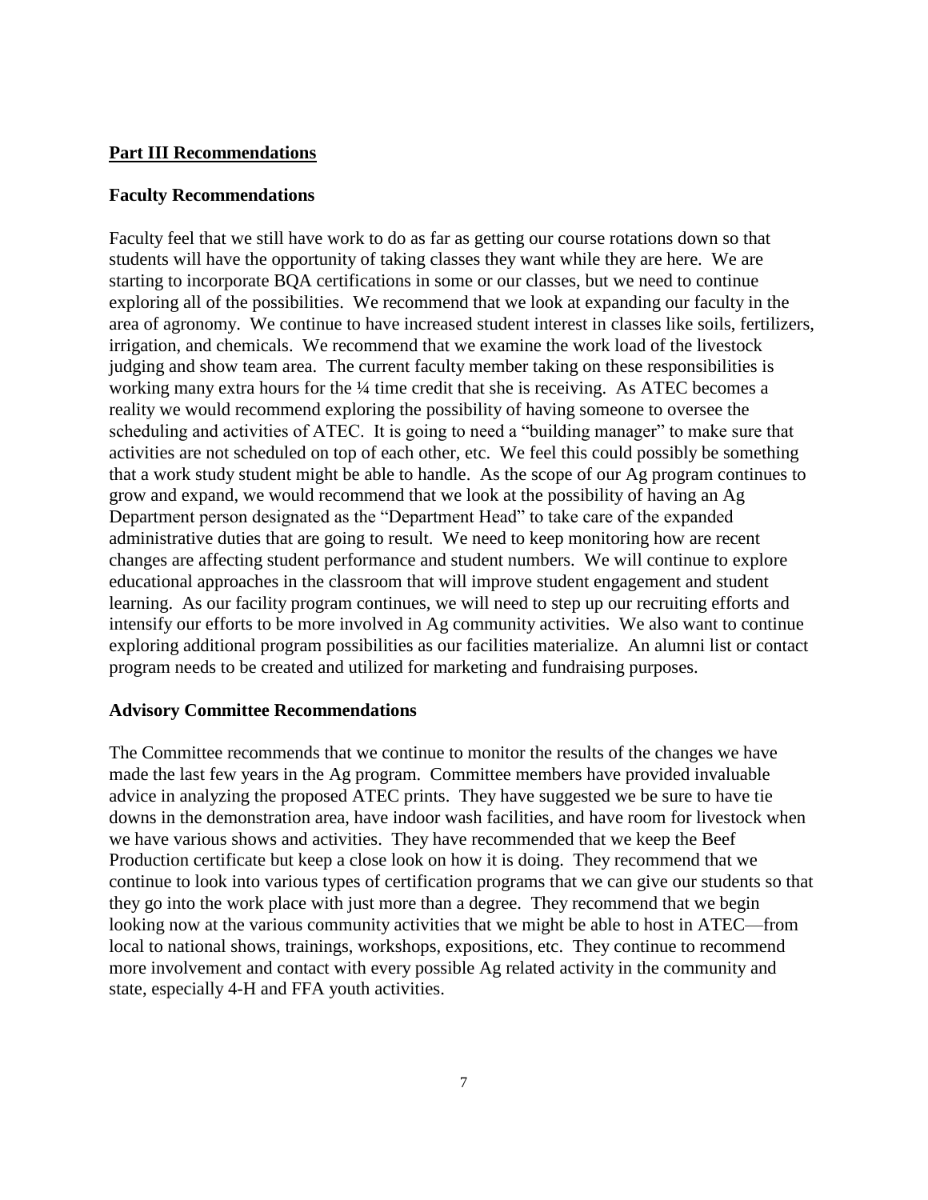## Part III Recommendations

### Faculty Recommendations

Faculty feel that we still have work to do as far as getting our course rotations down so that students will have the opportunity of taking classes they want while they are here. We are starting to incorporate BQA certifications in some or our classes, but we need to continue exploring all of the possibilities. We recommend that we look at expanding our faculty in the area of agronomy. We continue to have increased student interest in classes like soils, fertilizers, irrigation, and chemicals. We recommend that we examine the work load of the livestock judging and show team area. The current faculty member taking on these responsibilities is working many extra hours for the ¼ time credit that she is receiving. As ATEC becomes a reality we would recommend exploring the possibility of having someone to oversee the scheduling and activities of ATEC. It is going to need a "building manager" to make sure that activities are not scheduled on top of each other, etc. We feel this could possibly be something that a work study student might be able to handle. As the scope of our Ag program continues to grow and expand, we would recommend that we look at the possibility of having an Ag Department person designated as the "Department Head" to take care of the expanded administrative duties that are going to result. We need to keep monitoring how are recent changes are affecting student performance and student numbers. We will continue to explore educational approaches in the classroom that will improve student engagement and student learning. As our facility program continues, we will need to step up our recruiting efforts and intensify our efforts to be more involved in Ag community activities. We also want to continue exploring additional program possibilities as our facilities materialize. An alumni list or contact program needs to be created and utilized for marketing and fundraising purposes.

### Advisory Committee Recommendations

The Committee recommends that we continue to monitor the results of the changes we have made the last few years in the Ag program. Committee members have provided invaluable advice in analyzing the proposed ATEC prints. They have suggested we be sure to have tie downs in the demonstration area, have indoor wash facilities, and have room for livestock when we have various shows and activities. They have recommended that we keep the Beef Production certificate but keep a close look on how it is doing. They recommend that we continue to look into various types of certification programs that we can give our students so that they go into the work place with just more than a degree. They recommend that we begin looking now at the various community activities that we might be able to host in ATEC—from local to national shows, trainings, workshops, expositions, etc. They continue to recommend more involvement and contact with every possible Ag related activity in the community and state, especially 4-H and FFA youth activities.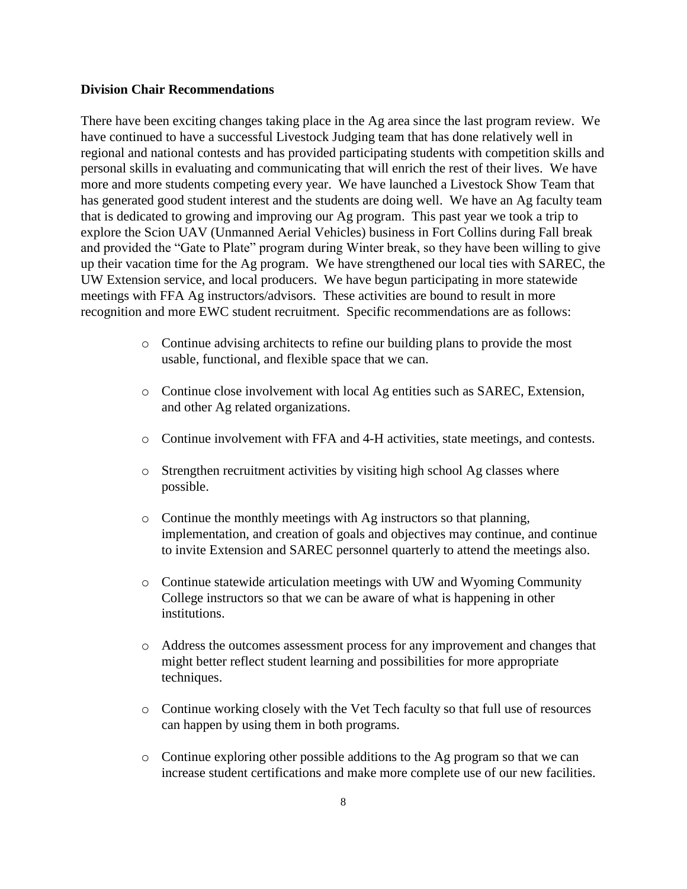**Division Chair Recommendations**

There have been exciting changes taking place in the Ag area since the last program review. We have continued to have a successful Livestock Judging team that has done relatively well in regional and national contests and has provided participating students with competition skills and personal skills in evaluating and communicating that will enrich the rest of their lives. We have more and more students competing every year. We have launched a Livestock Show Team that has generated good student interest and the students are doing well. We have an Ag faculty team that is dedicated to growing and improving our Ag program. This past year we took a trip to explore the Scion UAV (Unmanned Aerial Vehicles) business in Fort Collins during Fall break and provided the "Gate to Plate" program during Winter break, so they have been willing to give up their vacation time for the Ag program. We have strengthened our local ties with SAREC, the UW Extension service, and local producers. We have begun participating in more statewide meetings with FFA Ag instructors/advisors. These activities are bound to result in more recognition and more EWC student recruitment. Specific recommendations are as follows:

- Continue advising architects to refine our building plans to provide the most usable, functional, and flexible space that we can.
- Continue close involvement with local Ag entities such as SAREC, Extension, and other Ag related organizations.
- Continue involvement with FFA and 4-H activities, state meetings, and contests.
- Strengthen recruitment activities by visiting high school Ag classes where possible.
- Continue the monthly meetings with Ag instructors so that planning, implementation, and creation of goals and objectives may continue, and continue to invite Extension and SAREC personnel quarterly to attend the meetings also.
- Continue statewide articulation meetings with UW and Wyoming Community College instructors so that we can be aware of what is happening in other institutions.
- Address the outcomes assessment process for any improvement and changes that might better reflect student learning and possibilities for more appropriate techniques.
- Continue working closely with the Vet Tech faculty so that full use of resources can happen by using them in both programs.
- Continue exploring other possible additions to the Ag program so that we can increase student certifications and make more complete use of our new facilities.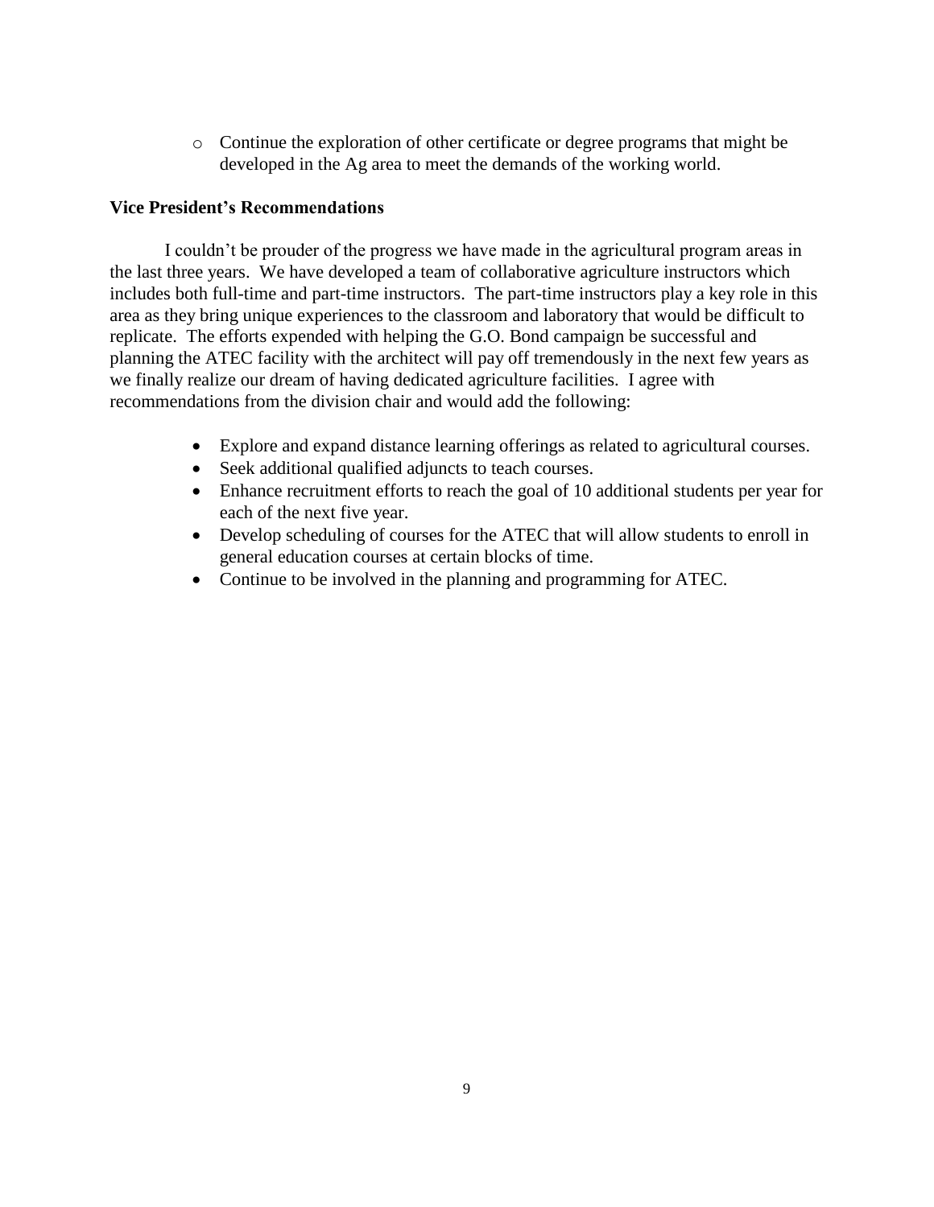- Continue the exploration of other certificate or degree programs that might be developed in the Ag area to meet the demands of the working world.

**Vice President's Recommendations**

I couldn't be prouder of the progress we have made in the agricultural program areas in the last three years. We have developed a team of collaborative agriculture instructors which includes both full-time and part-time instructors. The part-time instructors play a key role in this area as they bring unique experiences to the classroom and laboratory that would be difficult to replicate. The efforts expended with helping the G.O. Bond campaign be successful and planning the ATEC facility with the architect will pay off tremendously in the next few years as we finally realize our dream of having dedicated agriculture facilities. I agree with recommendations from the division chair and would add the following:

- Explore and expand distance learning offerings as related to agricultural courses.
- Seek additional qualified adjuncts to teach courses.
- Enhance recruitment efforts to reach the goal of 10 additional students per year for each of the next five year.
- Develop scheduling of courses for the ATEC that will allow students to enroll in general education courses at certain blocks of time.
- Continue to be involved in the planning and programming for ATEC.